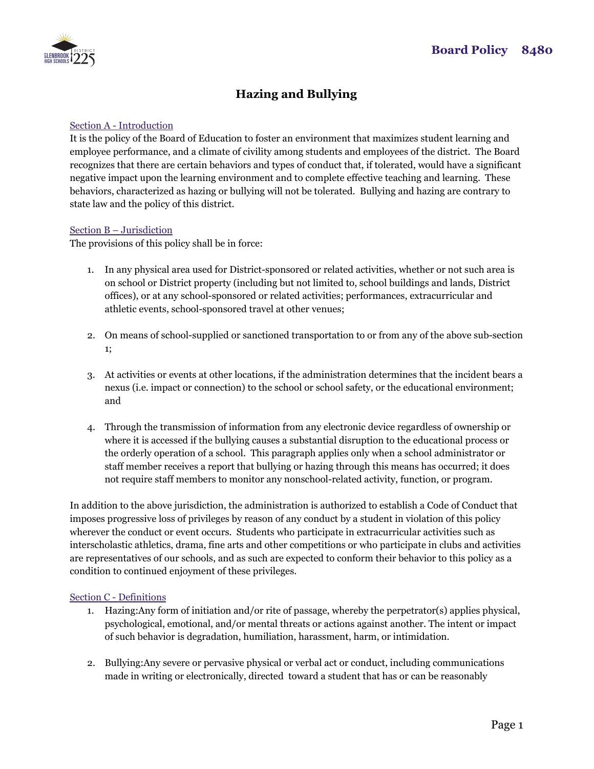# Board Policy 8480

## Hazing and Bullying

### Section A - Introduction

It is the policy of the Board of Education to foster an environment that maximizes student learning and employee performance, and a climate of civility among students and employees of the district. The Board recognizes that there are certain behaviors and types of conduct that, if tolerated, would have a significant negative impact upon the learning environment and to complete effective teaching and learning. These behaviors, characterized as hazing or bullying will not be tolerated. Bullying and hazing are contrary to state law and the policy of this district.

### Section B – Jurisdiction

The provisions of this policy shall be in force:

1. In any physical area used for District-sponsored or related activities, whether or not such area is on school or District property (including but not limited to, school buildings and lands, District offices), or at any school-sponsored or related activities; performances, extracurricular and athletic events, school-sponsored travel at other venues;

2. On means of school-supplied or sanctioned transportation to or from any of the above sub-section 1;

3. At activities or events at other locations, if the administration determines that the incident bears a nexus (i.e. impact or connection) to the school or school safety, or the educational environment; and

4. Through the transmission of information from any electronic device regardless of ownership or where it is accessed if the bullying causes a substantial disruption to the educational process or the orderly operation of a school. This paragraph applies only when a school administrator or staff member receives a report that bullying or hazing through this means has occurred; it does not require staff members to monitor any nonschool-related activity, function, or program.

In addition to the above jurisdiction, the administration is authorized to establish a Code of Conduct that imposes progressive loss of privileges by reason of any conduct by a student in violation of this policy wherever the conduct or event occurs. Students who participate in extracurricular activities such as interscholastic athletics, drama, fine arts and other competitions or who participate in clubs and activities are representatives of our schools, and as such are expected to conform their behavior to this policy as a condition to continued enjoyment of these privileges.

### Section C - Definitions

1. Hazing:Any form of initiation and/or rite of passage, whereby the perpetrator(s) applies physical, psychological, emotional, and/or mental threats or actions against another. The intent or impact of such behavior is degradation, humiliation, harassment, harm, or intimidation.

2. Bullying:Any severe or pervasive physical or verbal act or conduct, including communications made in writing or electronically, directed toward a student that has or can be reasonably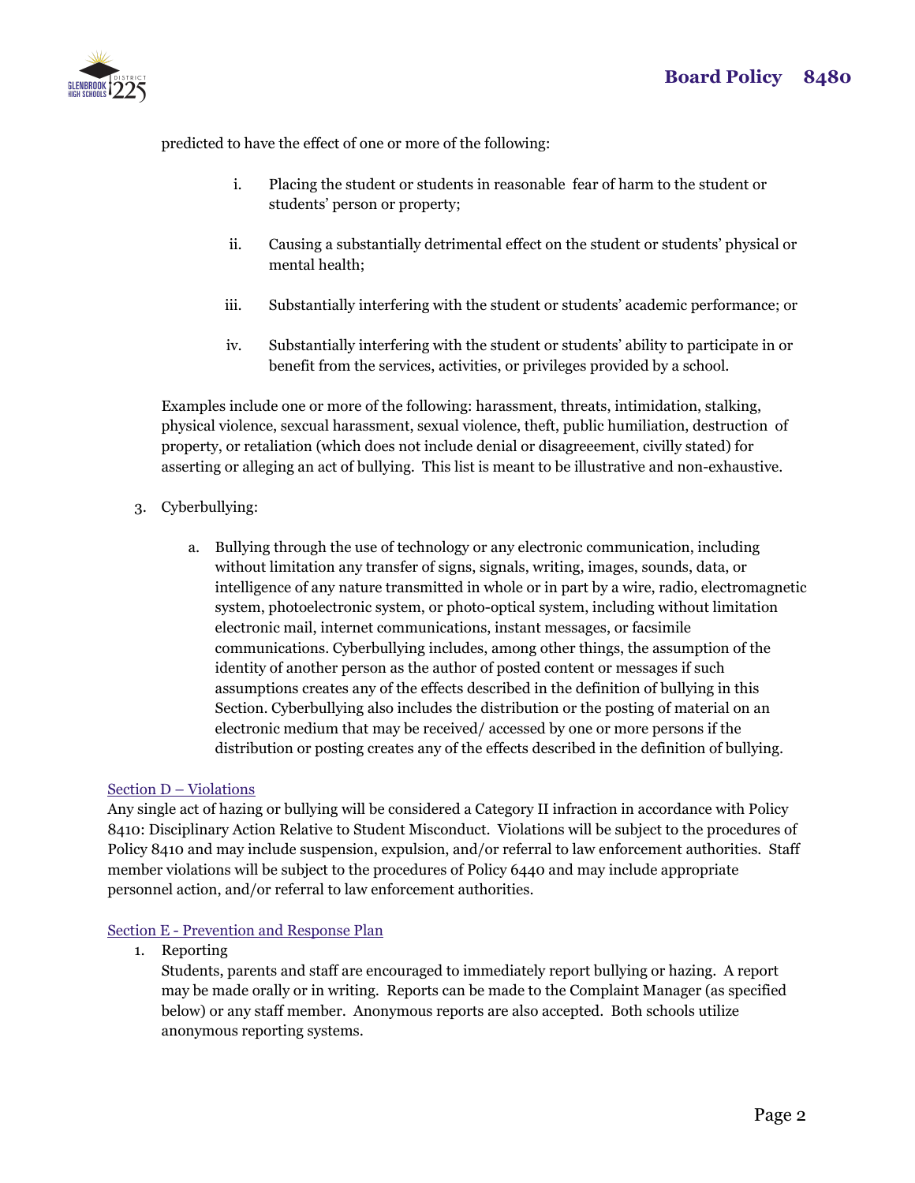predicted to have the effect of one or more of the following:

i. Placing the student or students in reasonable fear of harm to the student or students' person or property;

ii. Causing a substantially detrimental effect on the student or students' physical or mental health;

iii. Substantially interfering with the student or students' academic performance; or

iv. Substantially interfering with the student or students' ability to participate in or benefit from the services, activities, or privileges provided by a school.

Examples include one or more of the following: harassment, threats, intimidation, stalking, physical violence, sexcual harassment, sexual violence, theft, public humiliation, destruction of property, or retaliation (which does not include denial or disagreeement, civilly stated) for asserting or alleging an act of bullying. This list is meant to be illustrative and non-exhaustive.

3. Cyberbullying:

   a. Bullying through the use of technology or any electronic communication, including without limitation any transfer of signs, signals, writing, images, sounds, data, or intelligence of any nature transmitted in whole or in part by a wire, radio, electromagnetic system, photoelectronic system, or photo-optical system, including without limitation electronic mail, internet communications, instant messages, or facsimile communications. Cyberbullying includes, among other things, the assumption of the identity of another person as the author of posted content or messages if such assumptions creates any of the effects described in the definition of bullying in this Section. Cyberbullying also includes the distribution or the posting of material on an electronic medium that may be received/ accessed by one or more persons if the distribution or posting creates any of the effects described in the definition of bullying.

## Section D – Violations

Any single act of hazing or bullying will be considered a Category II infraction in accordance with Policy 8410: Disciplinary Action Relative to Student Misconduct. Violations will be subject to the procedures of Policy 8410 and may include suspension, expulsion, and/or referral to law enforcement authorities. Staff member violations will be subject to the procedures of Policy 6440 and may include appropriate personnel action, and/or referral to law enforcement authorities.

## Section E - Prevention and Response Plan

1. Reporting
   Students, parents and staff are encouraged to immediately report bullying or hazing. A report may be made orally or in writing. Reports can be made to the Complaint Manager (as specified below) or any staff member. Anonymous reports are also accepted. Both schools utilize anonymous reporting systems.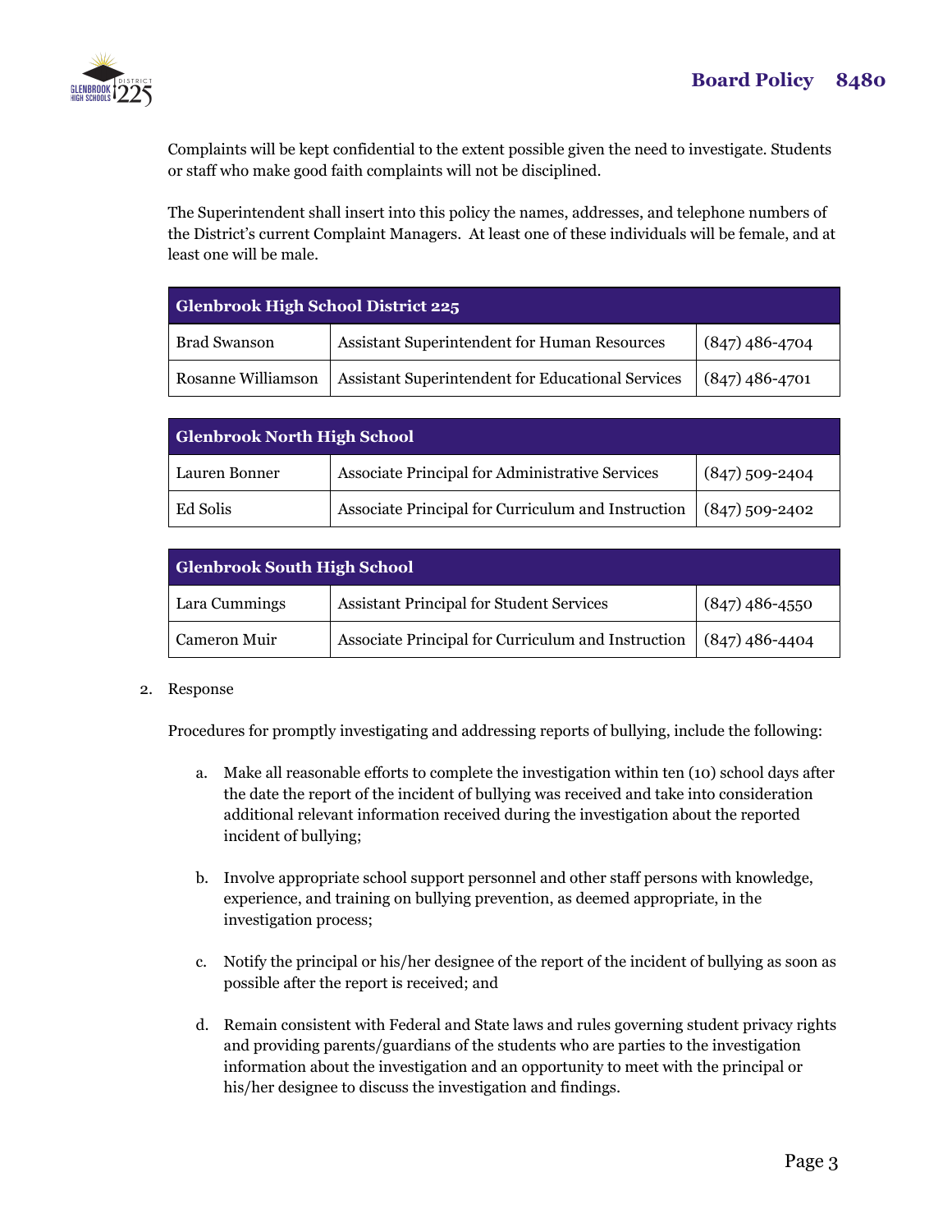Complaints will be kept confidential to the extent possible given the need to investigate. Students or staff who make good faith complaints will not be disciplined.

The Superintendent shall insert into this policy the names, addresses, and telephone numbers of the District's current Complaint Managers. At least one of these individuals will be female, and at least one will be male.

| Glenbrook High School District 225 | | |
|---|---|---|
| Brad Swanson | Assistant Superintendent for Human Resources | (847) 486-4704 |
| Rosanne Williamson | Assistant Superintendent for Educational Services | (847) 486-4701 |

| Glenbrook North High School | | |
|---|---|---|
| Lauren Bonner | Associate Principal for Administrative Services | (847) 509-2404 |
| Ed Solis | Associate Principal for Curriculum and Instruction | (847) 509-2402 |

| Glenbrook South High School | | |
|---|---|---|
| Lara Cummings | Assistant Principal for Student Services | (847) 486-4550 |
| Cameron Muir | Associate Principal for Curriculum and Instruction | (847) 486-4404 |

2. Response

   Procedures for promptly investigating and addressing reports of bullying, include the following:

   a. Make all reasonable efforts to complete the investigation within ten (10) school days after the date the report of the incident of bullying was received and take into consideration additional relevant information received during the investigation about the reported incident of bullying;

   b. Involve appropriate school support personnel and other staff persons with knowledge, experience, and training on bullying prevention, as deemed appropriate, in the investigation process;

   c. Notify the principal or his/her designee of the report of the incident of bullying as soon as possible after the report is received; and

   d. Remain consistent with Federal and State laws and rules governing student privacy rights and providing parents/guardians of the students who are parties to the investigation information about the investigation and an opportunity to meet with the principal or his/her designee to discuss the investigation and findings.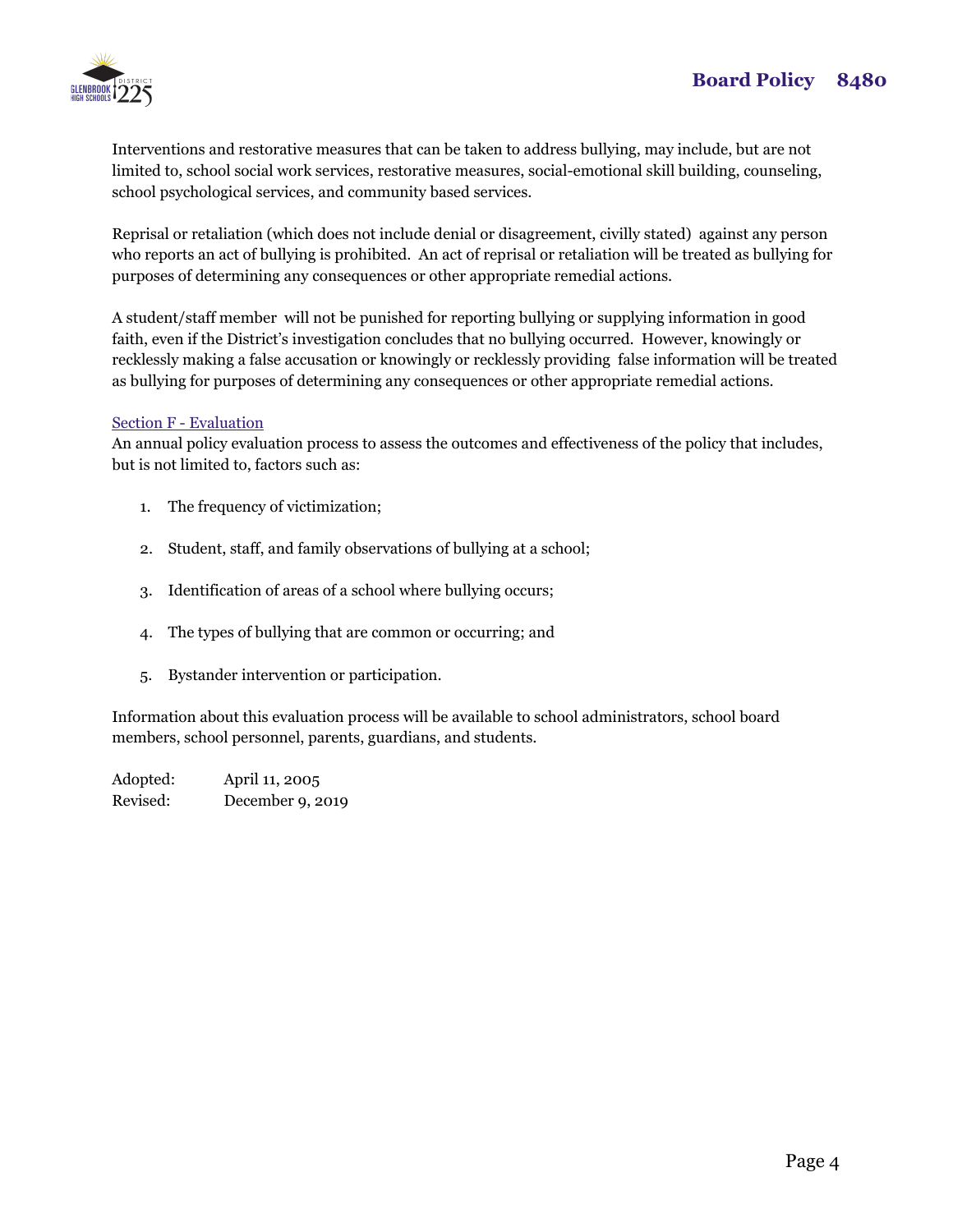Interventions and restorative measures that can be taken to address bullying, may include, but are not limited to, school social work services, restorative measures, social-emotional skill building, counseling, school psychological services, and community based services.

Reprisal or retaliation (which does not include denial or disagreement, civilly stated) against any person who reports an act of bullying is prohibited. An act of reprisal or retaliation will be treated as bullying for purposes of determining any consequences or other appropriate remedial actions.

A student/staff member will not be punished for reporting bullying or supplying information in good faith, even if the District's investigation concludes that no bullying occurred. However, knowingly or recklessly making a false accusation or knowingly or recklessly providing false information will be treated as bullying for purposes of determining any consequences or other appropriate remedial actions.

Section F - Evaluation

An annual policy evaluation process to assess the outcomes and effectiveness of the policy that includes, but is not limited to, factors such as:

1. The frequency of victimization;
2. Student, staff, and family observations of bullying at a school;
3. Identification of areas of a school where bullying occurs;
4. The types of bullying that are common or occurring; and
5. Bystander intervention or participation.

Information about this evaluation process will be available to school administrators, school board members, school personnel, parents, guardians, and students.

Adopted: April 11, 2005
Revised: December 9, 2019